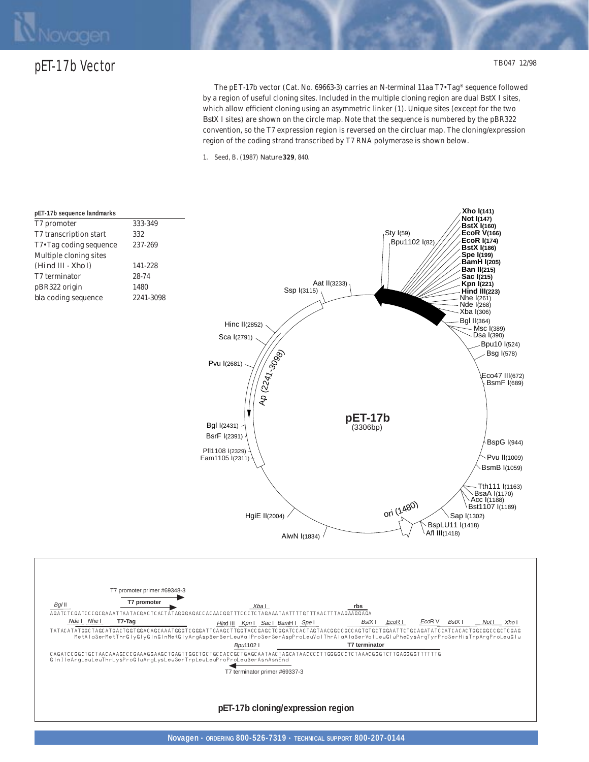# pET-17b Vector

TB047 12/98

The pET-17b vector (Cat. No. 69663-3) carries an N-terminal 11aa T7•Tag® sequence followed by a region of useful cloning sites. Included in the multiple cloning region are dual *BstX* I sites, which allow efficient cloning using an asymmetric linker (1). Unique sites (except for the two *BstX* I sites) are shown on the circle map. Note that the sequence is numbered by the pBR322 convention, so the T7 expression region is reversed on the circular map. The cloning/expression region of the coding strand transcribed by T7 RNA polymerase is shown below.

1. Seed, B. (1987) *Nature* **329**, 840.

**pET-17b sequence landmarks**

| | |
|---|---|
| T7 promoter | 333-349 |
| T7 transcription start | 332 |
| T7•Tag coding sequence | 237-269 |
| Multiple cloning sites (*Hind* III - *Xho* I) | 141-228 |
| T7 terminator | 28-74 |
| pBR322 origin | 1480 |
| *bla* coding sequence | 2241-3098 |

pET-17b
(3306bp)

Xho I(141)
Not I(147)
BstX I(160)
EcoR V(166)
EcoR I(174)
BstX I(186)
Spe I(199)
BamH I(205)
Ban II(215)
Sac I(215)
Kpn I(221)
Hind III(223)
Nhe I(261)
Nde I(268)
Xba I(306)
Bgl II(364)
Msc I(389)
Dsa I(390)
Bpu10 I(524)
Bsg I(578)
Eco47 III(672)
BsmF I(689)
BspG I(944)
Pvu II(1009)
BsmB I(1059)
Tth111 I(1163)
BsaA I(1170)
Acc I(1188)
Bst1107 I(1189)
Sap I(1302)
BspLU11 I(1418)
Afl III(1418)
ori (1480)
AlwN I(1834)
HgiE II(2004)
Eam1105 I(2311)
Pfl1108 I(2329)
BsrF I(2391)
Bgl I(2431)
Ap (2241-3098)
Pvu I(2681)
Sca I(2791)
Hinc II(2852)
Ssp I(3115)
Aat II(3233)
Sty I(59)
Bpu1102 I(82)

T7 promoter primer #69348-3

Bgl II — T7 promoter — Xba I — rbs

AGATCTCGATCCCGCGAAATTAATACGACTCACTATAGGGAGACCACAACGGTTTCCCTCTAGAAATAATTTTGTTTAACTTTAAGAAGGAGA

Nde I — Nhe I — T7•Tag — Hind III — Kpn I — Sac I — BamH I — Spe I — BstX I — EcoR I — EcoR V — BstX I — Not I — Xho I

TATACATATGGCTAGCATGACTGGTGGACAGCAAATGGGTCGGGATTCAAGCTTGGTACCGAGCTCGGATCCACTAGTAACGGCCGCCAGTGTGCTGGAATTCTGCAGATATCCATCACACTGGCGGCCGCTCGAG
MetAlaSerMetThrGlyGlyGlnGlnMetGlyArgAspSerSerLeuValProSerSerAspProLeuValThrAlaAlaSerValLeuGluPheCysArgTyrProSerHisTrpArgProLeuGlu

Bpu1102 I — T7 terminator

CAGATCCGGCTGCTAACAAAGCCCGAAAGGAAGCTGAGTTGGCTGCTGCCACCGCTGAGCAATAACTAGCATAACCCCTTGGGGCCTCTAAACGGGTCTTGAGGGGTTTTTTG
GlnIleArgLeuLeuThrLysProGluArgLysLeuSerTrpLeuLeuProProLeuSerAsnAsnEnd

T7 terminator primer #69337-3

**pET-17b cloning/expression region**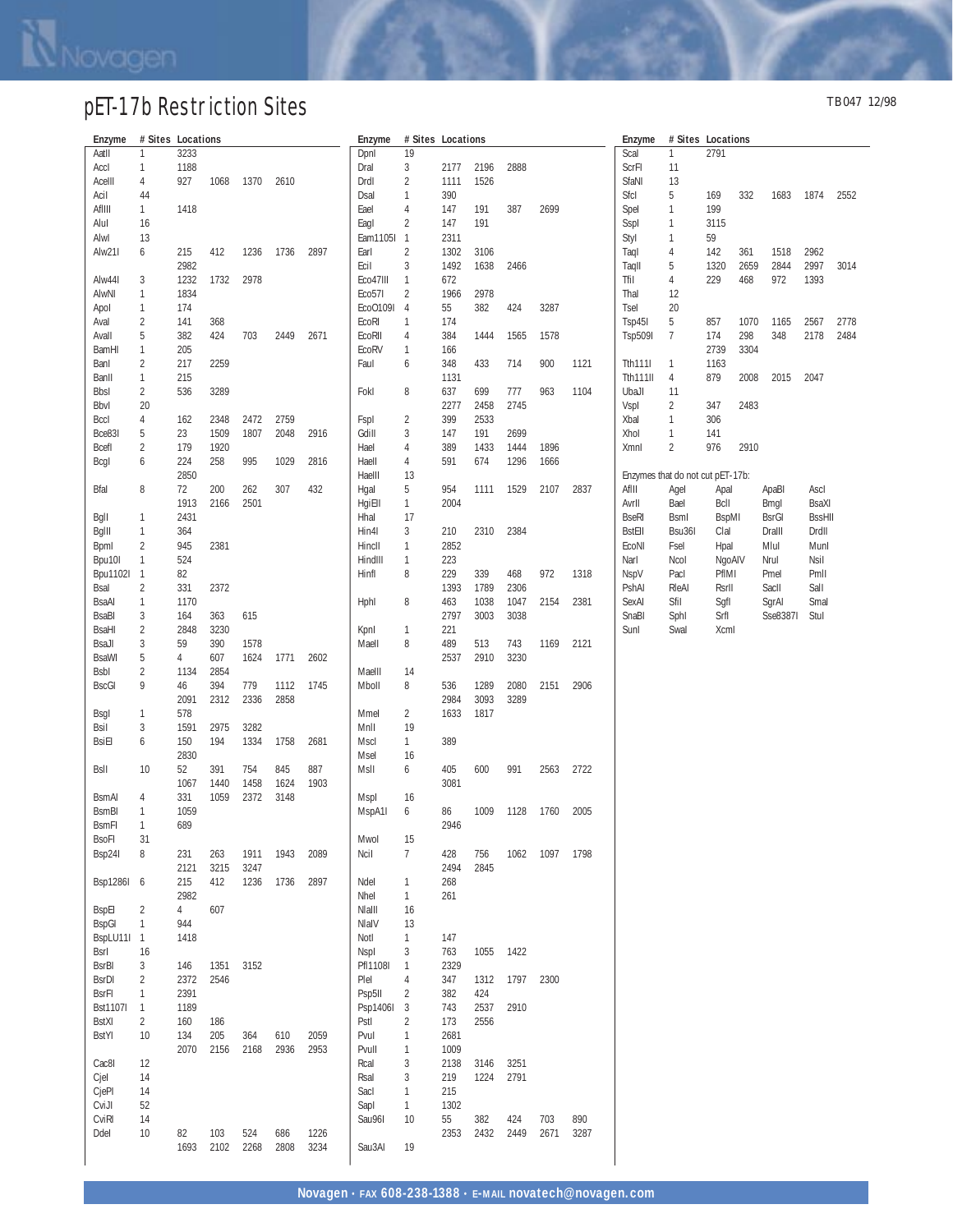# pET-17b Restriction Sites

TB047 12/98

| Enzyme | # Sites | Locations |
|---|---|---|
| AatII | 1 | 3233 |
| AccI | 1 | 1188 |
| AceIII | 4 | 927 1068 1370 2610 |
| AciI | 44 | |
| AflIII | 1 | 1418 |
| AluI | 16 | |
| AlwI | 13 | |
| Alw21I | 6 | 215 412 1236 1736 2897 2982 |
| Alw44I | 3 | 1232 1732 2978 |
| AlwNI | 1 | 1834 |
| ApoI | 1 | 174 |
| AvaI | 2 | 141 368 |
| AvaII | 5 | 382 424 703 2449 2671 |
| BamHI | 1 | 205 |
| BanI | 2 | 217 2259 |
| BanII | 1 | 215 |
| BbsI | 2 | 536 3289 |
| BbvI | 20 | |
| BccI | 4 | 162 2348 2472 2759 |
| Bce83I | 5 | 23 1509 1807 2048 2916 |
| BcefI | 2 | 179 1920 |
| BcgI | 6 | 224 258 995 1029 2816 2850 |
| BfaI | 8 | 72 200 262 307 432 1913 2166 2501 |
| BglI | 1 | 2431 |
| BglII | 1 | 364 |
| BpmI | 2 | 945 2381 |
| Bpu10I | 1 | 524 |
| Bpu1102I | 1 | 82 |
| BsaI | 2 | 331 2372 |
| BsaAI | 1 | 1170 |
| BsaBI | 3 | 164 363 615 |
| BsaHI | 2 | 2848 3230 |
| BsaJI | 3 | 59 390 1578 |
| BsaWI | 5 | 4 607 1624 1771 2602 |
| BsbI | 2 | 1134 2854 |
| BscGI | 9 | 46 394 779 1112 1745 2091 2312 2336 2858 |
| BsgI | 1 | 578 |
| BsiI | 3 | 1591 2975 3282 |
| BsiEI | 6 | 150 194 1334 1758 2681 2830 |
| BslI | 10 | 52 391 754 845 887 1067 1440 1458 1624 1903 |
| BsmAI | 4 | 331 1059 2372 3148 |
| BsmBI | 1 | 1059 |
| BsmFI | 1 | 689 |
| BsoFI | 31 | |
| Bsp24I | 8 | 231 263 1911 1943 2089 2121 3215 3247 |
| Bsp1286I | 6 | 215 412 1236 1736 2897 2982 |
| BspEI | 2 | 4 607 |
| BspGI | 1 | 944 |
| BspLU11I | 1 | 1418 |
| BsrI | 16 | |
| BsrBI | 3 | 146 1351 3152 |
| BsrDI | 2 | 2372 2546 |
| BsrFI | 1 | 2391 |
| Bst1107I | 1 | 1189 |
| BstXI | 2 | 160 186 |
| BstYI | 10 | 134 205 364 610 2059 2070 2156 2168 2936 2953 |
| Cac8I | 12 | |
| CjeI | 14 | |
| CjePI | 14 | |
| CviJI | 52 | |
| CviRI | 14 | |
| DdeI | 10 | 82 103 524 686 1226 1693 2102 2268 2808 3234 |
| DpnI | 19 | |
| DraI | 3 | 2177 2196 2888 |
| DrdI | 2 | 1111 1526 |
| DsaI | 1 | 390 |
| EaeI | 4 | 147 191 387 2699 |
| EagI | 2 | 147 191 |
| Eam1105I | 1 | 2311 |
| EarI | 2 | 1302 3106 |
| EciI | 3 | 1492 1638 2466 |
| Eco47III | 1 | 672 |
| Eco57I | 2 | 1966 2978 |
| EcoO109I | 4 | 55 382 424 3287 |
| EcoRI | 1 | 174 |
| EcoRII | 4 | 384 1444 1565 1578 |
| EcoRV | 1 | 166 |
| FauI | 6 | 348 433 714 900 1121 1131 |
| FokI | 8 | 637 699 777 963 1104 2277 2458 2745 |
| FspI | 2 | 399 2533 |
| GdiII | 3 | 147 191 2699 |
| HaeI | 4 | 389 1433 1444 1896 |
| HaeII | 4 | 591 674 1296 1666 |
| HaeIII | 13 | |
| HgaI | 5 | 954 1111 1529 2107 2837 |
| HgiEII | 1 | 2004 |
| HhaI | 17 | |
| Hin4I | 3 | 210 2310 2384 |
| HincII | 1 | 2852 |
| HindIII | 1 | 223 |
| HinfI | 8 | 229 339 468 972 1318 1393 1789 2306 |
| HphI | 8 | 463 1038 1047 2154 2381 2797 3003 3038 |
| KpnI | 1 | 221 |
| MaeII | 8 | 489 513 743 1169 2121 2537 2910 3230 |
| MaeIII | 14 | |
| MboII | 8 | 536 1289 2080 2151 2906 2984 3093 3289 |
| MmeI | 2 | 1633 1817 |
| MnlI | 19 | |
| MscI | 1 | 389 |
| MseI | 16 | |
| MslI | 6 | 405 600 991 2563 2722 3081 |
| MspI | 16 | |
| MspA1I | 6 | 86 1009 1128 1760 2005 2946 |
| MwoI | 15 | |
| NciI | 7 | 428 756 1062 1097 1798 2494 2845 |
| NdeI | 1 | 268 |
| NheI | 1 | 261 |
| NlaIII | 16 | |
| NlaIV | 13 | |
| NotI | 1 | 147 |
| NspI | 3 | 763 1055 1422 |
| Pfl1108I | 1 | 2329 |
| PleI | 4 | 347 1312 1797 2300 |
| Psp5II | 2 | 382 424 |
| Psp1406I | 3 | 743 2537 2910 |
| PstI | 2 | 173 2556 |
| PvuI | 1 | 2681 |
| PvuII | 1 | 1009 |
| RcaI | 3 | 2138 3146 3251 |
| RsaI | 3 | 219 1224 2791 |
| SacI | 1 | 215 |
| SapI | 1 | 1302 |
| Sau96I | 10 | 55 382 424 703 890 2353 2432 2449 2671 3287 |
| Sau3AI | 19 | |
| ScaI | 1 | 2791 |
| ScrFI | 11 | |
| SfaNI | 13 | |
| SfcI | 5 | 169 332 1683 1874 2552 |
| SpeI | 1 | 199 |
| SspI | 1 | 3115 |
| StyI | 1 | 59 |
| TaqI | 4 | 142 361 1518 2962 |
| TaqII | 5 | 1320 2659 2844 2997 3014 |
| TfiI | 4 | 229 468 972 1393 |
| ThaI | 12 | |
| TseI | 20 | |
| Tsp45I | 5 | 857 1070 1165 2567 2778 |
| Tsp509I | 7 | 174 298 348 2178 2484 2739 3304 |
| Tth111I | 1 | 1163 |
| Tth111II | 4 | 879 2008 2015 2047 |
| UbaJI | 11 | |
| VspI | 2 | 347 2483 |
| XbaI | 1 | 306 |
| XhoI | 1 | 141 |
| XmnI | 2 | 976 2910 |

Enzymes that do not cut pET-17b:

| | | | | |
|---|---|---|---|---|
| AflII | AgeI | ApaI | ApaBI | AscI |
| AvrII | BaeI | BclI | BmgI | BsaXI |
| BseRI | BsmI | BspMI | BsrGI | BssHII |
| BstEII | Bsu36I | ClaI | DraIII | DrdII |
| EcoNI | FseI | HpaI | MluI | MunI |
| NarI | NcoI | NgoAIV | NruI | NsiI |
| NspV | PacI | PflMI | PmeI | PmlI |
| PshAI | RleAI | RsrII | SacII | SalI |
| SexAI | SfiI | SgfI | SgrAI | SmaI |
| SnaBI | SphI | SrfI | Sse8387I | StuI |
| SunI | SwaI | XcmI | | |

**Novagen** · FAX **608-238-1388** · E-MAIL **novatech@novagen.com**